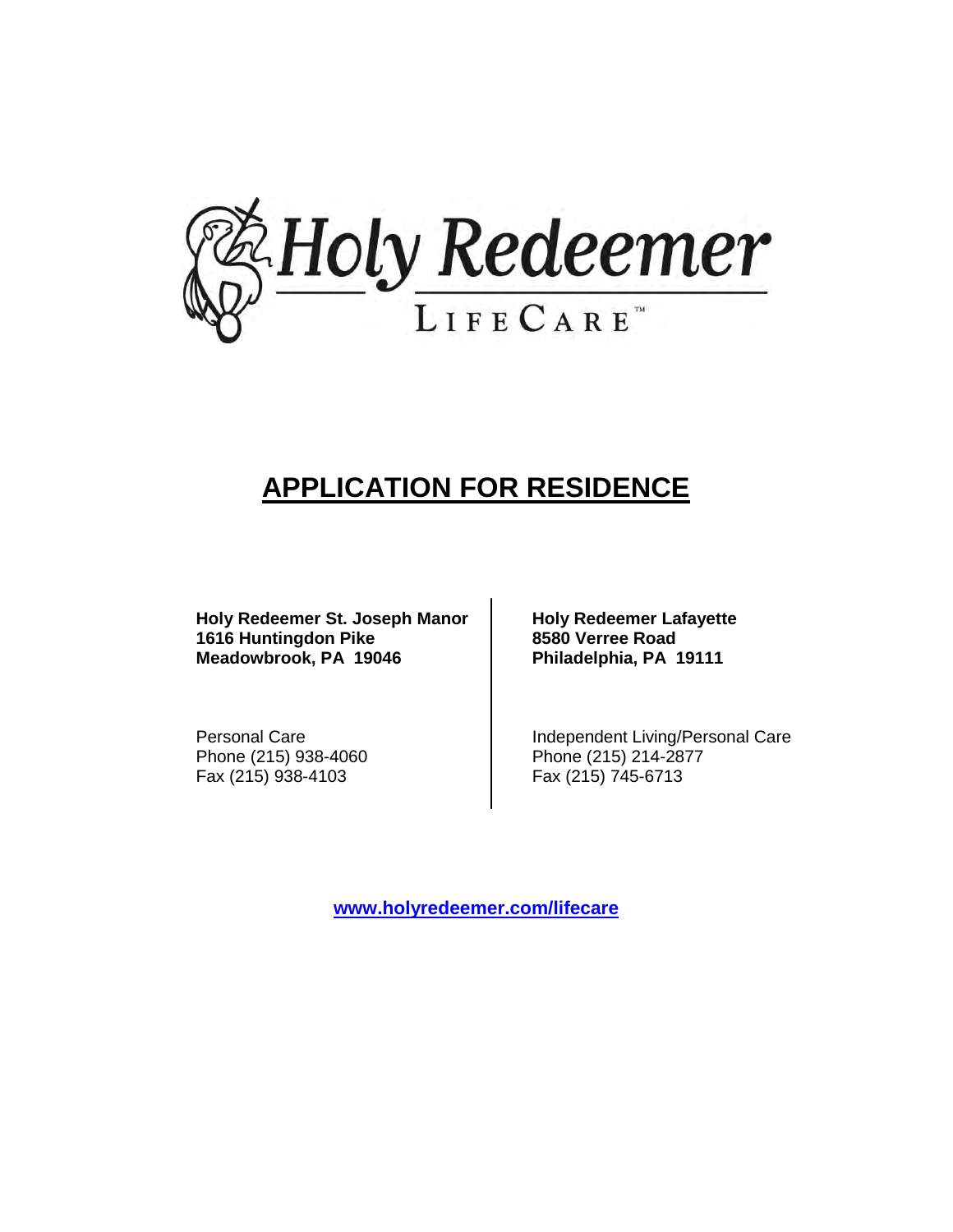Holy Redeemer

LIFECARE™

# APPLICATION FOR RESIDENCE

**Holy Redeemer St. Joseph Manor**
**1616 Huntingdon Pike**
**Meadowbrook, PA 19046**

Personal Care
Phone (215) 938-4060
Fax (215) 938-4103

**Holy Redeemer Lafayette**
**8580 Verree Road**
**Philadelphia, PA 19111**

Independent Living/Personal Care
Phone (215) 214-2877
Fax (215) 745-6713

**www.holyredeemer.com/lifecare**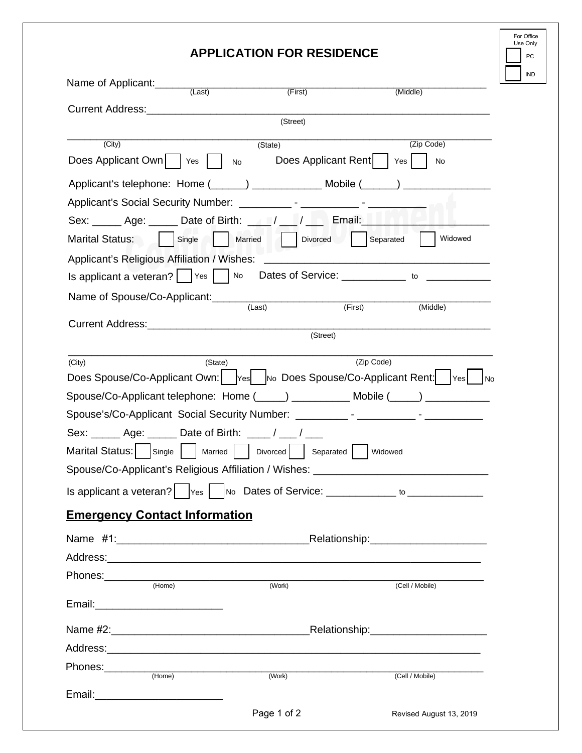For Office Use Only

☐ PC

☐ IND

# APPLICATION FOR RESIDENCE

Name of Applicant:\_\_\_\_\_\_\_\_\_\_\_\_\_\_\_\_\_\_\_\_\_\_\_\_\_\_\_\_\_\_\_\_\_\_\_\_\_\_\_\_\_\_\_\_\_\_\_\_\_\_\_\_
(Last) (First) (Middle)

Current Address:\_\_\_\_\_\_\_\_\_\_\_\_\_\_\_\_\_\_\_\_\_\_\_\_\_\_\_\_\_\_\_\_\_\_\_\_\_\_\_\_\_\_\_\_\_\_\_\_\_\_\_\_\_\_
(Street)

\_\_\_\_\_\_\_\_\_\_\_\_\_\_\_\_\_\_\_\_\_\_\_\_\_\_\_\_\_\_\_\_\_\_\_\_\_\_\_\_\_\_\_\_\_\_\_\_\_\_\_\_\_\_\_\_\_\_\_\_\_\_\_\_\_\_\_\_\_\_
(City) (State) (Zip Code)

Does Applicant Own ☐ Yes ☐ No Does Applicant Rent ☐ Yes ☐ No

Applicant's telephone: Home (\_\_\_\_\_\_) \_\_\_\_\_\_\_\_\_\_\_\_ Mobile (\_\_\_\_\_\_) \_\_\_\_\_\_\_\_\_\_\_\_\_\_\_

Applicant's Social Security Number: \_\_\_\_\_\_\_\_\_ - \_\_\_\_\_\_\_\_\_\_ - \_\_\_\_\_\_\_\_\_\_

Sex: \_\_\_\_\_ Age: \_\_\_\_\_ Date of Birth: \_\_\_\_ / \_\_\_ / \_\_\_ Email:\_\_\_\_\_\_\_\_\_\_\_\_\_\_\_\_\_\_\_\_\_\_\_

Marital Status: ☐ Single ☐ Married ☐ Divorced ☐ Separated ☐ Widowed

Applicant's Religious Affiliation / Wishes: \_\_\_\_\_\_\_\_\_\_\_\_\_\_\_\_\_\_\_\_\_\_\_\_\_\_\_\_\_\_\_\_\_\_\_\_\_\_\_

Is applicant a veteran? ☐ Yes ☐ No Dates of Service: \_\_\_\_\_\_\_\_\_\_\_ to \_\_\_\_\_\_\_\_\_\_\_\_

Name of Spouse/Co-Applicant:\_\_\_\_\_\_\_\_\_\_\_\_\_\_\_\_\_\_\_\_\_\_\_\_\_\_\_\_\_\_\_\_\_\_\_\_\_\_\_\_\_\_\_\_\_\_\_\_
(Last) (First) (Middle)

Current Address:\_\_\_\_\_\_\_\_\_\_\_\_\_\_\_\_\_\_\_\_\_\_\_\_\_\_\_\_\_\_\_\_\_\_\_\_\_\_\_\_\_\_\_\_\_\_\_\_\_\_\_\_\_\_
(Street)

\_\_\_\_\_\_\_\_\_\_\_\_\_\_\_\_\_\_\_\_\_\_\_\_\_\_\_\_\_\_\_\_\_\_\_\_\_\_\_\_\_\_\_\_\_\_\_\_\_\_\_\_\_\_\_\_\_\_\_\_\_\_\_\_\_\_\_\_\_\_
(City) (State) (Zip Code)

Does Spouse/Co-Applicant Own: ☐ Yes ☐ No Does Spouse/Co-Applicant Rent: ☐ Yes ☐ No

Spouse/Co-Applicant telephone: Home (\_\_\_\_\_) \_\_\_\_\_\_\_\_\_\_ Mobile (\_\_\_\_\_) \_\_\_\_\_\_\_\_\_\_\_

Spouse's/Co-Applicant Social Security Number: \_\_\_\_\_\_\_\_\_ - \_\_\_\_\_\_\_\_\_\_ - \_\_\_\_\_\_\_\_\_\_

Sex: \_\_\_\_\_ Age: \_\_\_\_\_ Date of Birth: \_\_\_\_ / \_\_\_ / \_\_\_

Marital Status: ☐ Single ☐ Married ☐ Divorced ☐ Separated ☐ Widowed

Spouse/Co-Applicant's Religious Affiliation / Wishes: \_\_\_\_\_\_\_\_\_\_\_\_\_\_\_\_\_\_\_\_\_\_\_\_\_\_\_\_\_\_

Is applicant a veteran? ☐ Yes ☐ No Dates of Service: \_\_\_\_\_\_\_\_\_\_\_\_ to \_\_\_\_\_\_\_\_\_\_\_\_\_\_

## Emergency Contact Information

Name #1:\_\_\_\_\_\_\_\_\_\_\_\_\_\_\_\_\_\_\_\_\_\_\_\_\_\_\_\_\_\_\_\_Relationship:\_\_\_\_\_\_\_\_\_\_\_\_\_\_\_\_\_\_\_\_

Address:\_\_\_\_\_\_\_\_\_\_\_\_\_\_\_\_\_\_\_\_\_\_\_\_\_\_\_\_\_\_\_\_\_\_\_\_\_\_\_\_\_\_\_\_\_\_\_\_\_\_\_\_\_\_\_\_\_\_\_\_\_\_\_

Phones:\_\_\_\_\_\_\_\_\_\_\_\_\_\_\_\_\_\_\_\_\_\_\_\_\_\_\_\_\_\_\_\_\_\_\_\_\_\_\_\_\_\_\_\_\_\_\_\_\_\_\_\_\_\_\_\_\_\_\_\_\_\_\_\_
(Home) (Work) (Cell / Mobile)

Email:\_\_\_\_\_\_\_\_\_\_\_\_\_\_\_\_\_\_\_\_\_\_

Name #2:\_\_\_\_\_\_\_\_\_\_\_\_\_\_\_\_\_\_\_\_\_\_\_\_\_\_\_\_\_\_\_\_\_\_Relationship:\_\_\_\_\_\_\_\_\_\_\_\_\_\_\_\_\_\_\_\_

Address:\_\_\_\_\_\_\_\_\_\_\_\_\_\_\_\_\_\_\_\_\_\_\_\_\_\_\_\_\_\_\_\_\_\_\_\_\_\_\_\_\_\_\_\_\_\_\_\_\_\_\_\_\_\_\_\_\_\_\_\_\_\_\_

Phones:\_\_\_\_\_\_\_\_\_\_\_\_\_\_\_\_\_\_\_\_\_\_\_\_\_\_\_\_\_\_\_\_\_\_\_\_\_\_\_\_\_\_\_\_\_\_\_\_\_\_\_\_\_\_\_\_\_\_\_\_\_\_\_\_
(Home) (Work) (Cell / Mobile)

Email:\_\_\_\_\_\_\_\_\_\_\_\_\_\_\_\_\_\_\_\_\_\_

Revised August 13, 2019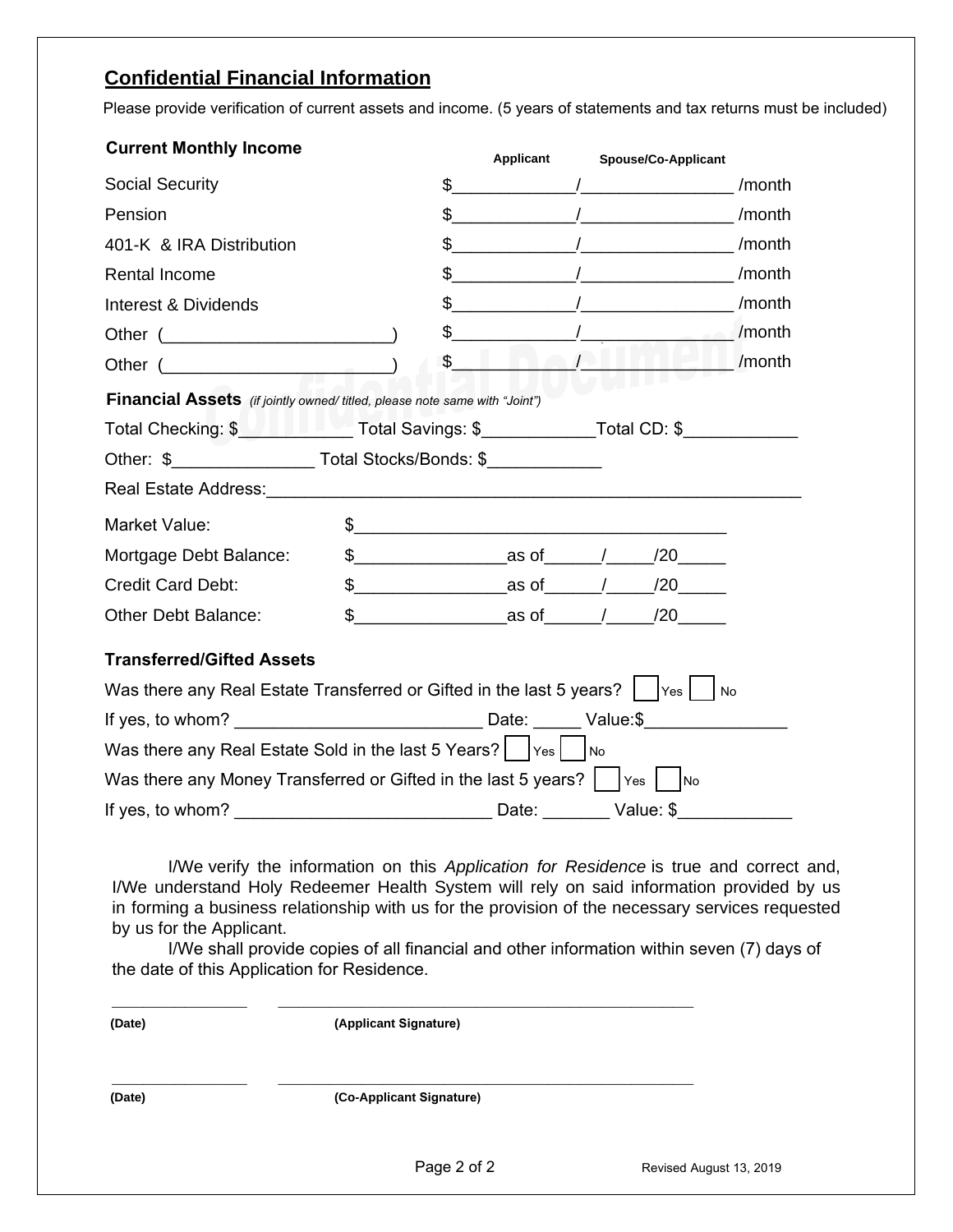## Confidential Financial Information

Please provide verification of current assets and income. (5 years of statements and tax returns must be included)

**Current Monthly Income**

| | Applicant | Spouse/Co-Applicant | |
|---|---|---|---|
| Social Security | $____________ | / ________________ | /month |
| Pension | $____________ | / ________________ | /month |
| 401-K & IRA Distribution | $____________ | / ________________ | /month |
| Rental Income | $____________ | / ________________ | /month |
| Interest & Dividends | $____________ | / ________________ | /month |
| Other (_______________________) | $____________ | / ________________ | /month |
| Other (_______________________) | $____________ | / ________________ | /month |

**Financial Assets** *(if jointly owned/ titled, please note same with "Joint")*

Total Checking: $____________ Total Savings: $____________ Total CD: $____________

Other: $_______________ Total Stocks/Bonds: $____________

Real Estate Address: _______________________________________________________

Market Value: $______________________________________

Mortgage Debt Balance: $________________ as of ______/_____/20_____

Credit Card Debt: $________________ as of ______/_____/20_____

Other Debt Balance: $________________ as of ______/_____/20_____

**Transferred/Gifted Assets**

Was there any Real Estate Transferred or Gifted in the last 5 years? ☐ Yes ☐ No

If yes, to whom? _________________________ Date: _____ Value:$_______________

Was there any Real Estate Sold in the last 5 Years? ☐ Yes ☐ No

Was there any Money Transferred or Gifted in the last 5 years? ☐ Yes ☐ No

If yes, to whom? __________________________ Date: _______ Value: $____________

I/We verify the information on this *Application for Residence* is true and correct and, I/We understand Holy Redeemer Health System will rely on said information provided by us in forming a business relationship with us for the provision of the necessary services requested by us for the Applicant.

I/We shall provide copies of all financial and other information within seven (7) days of the date of this Application for Residence.

________________ ______________________________________________

**(Date)** **(Applicant Signature)**

________________ ______________________________________________

**(Date)** **(Co-Applicant Signature)**

Revised August 13, 2019